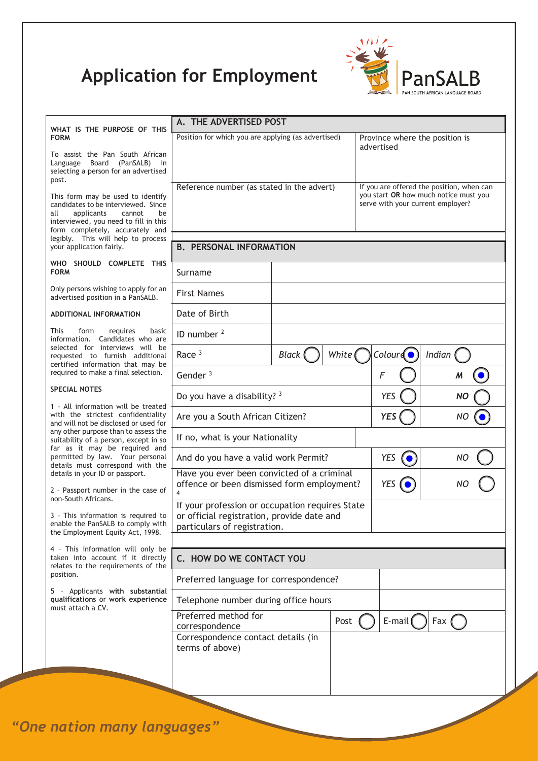# Application for Employment

PanSALB
PAN SOUTH AFRICAN LANGUAGE BOARD

**WHAT IS THE PURPOSE OF THIS FORM**

To assist the Pan South African Language Board (PanSALB) in selecting a person for an advertised post.

This form may be used to identify candidates to be interviewed. Since all applicants cannot be interviewed, you need to fill in this form completely, accurately and legibly. This will help to process your application fairly.

**WHO SHOULD COMPLETE THIS FORM**

Only persons wishing to apply for an advertised position in a PanSALB.

**ADDITIONAL INFORMATION**

This form requires basic information. Candidates who are selected for interviews will be requested to furnish additional certified information that may be required to make a final selection.

**SPECIAL NOTES**

1 - All information will be treated with the strictest confidentiality and will not be disclosed or used for any other purpose than to assess the suitability of a person, except in so far as it may be required and permitted by law. Your personal details must correspond with the details in your ID or passport.

2 - Passport number in the case of non-South Africans.

3 - This information is required to enable the PanSALB to comply with the Employment Equity Act, 1998.

4 - This information will only be taken into account if it directly relates to the requirements of the position.

5 - Applicants **with substantial qualifications** or **work experience** must attach a CV.

## A. THE ADVERTISED POST

| Position for which you are applying (as advertised) | Province where the position is advertised |
|---|---|
| | |
| **Reference number (as stated in the advert)** | **If you are offered the position, when can you start OR how much notice must you serve with your current employer?** |
| | |

## B. PERSONAL INFORMATION

| Field | | | | |
|---|---|---|---|---|
| Surname | | | | |
| First Names | | | | |
| Date of Birth | | | | |
| ID number [2] | | | | |
| Race [3] | *Black* ○ | *White* ○ | *Coloured* ● | *Indian* ○ |
| Gender [3] | | | *F* ○ | ***M*** ● |
| Do you have a disability? [3] | | | *YES* ○ | ***NO*** ○ |
| Are you a South African Citizen? | | | ***YES*** ○ | *NO* ● |
| If no, what is your Nationality | | | | |
| And do you have a valid work Permit? | | | *YES* ● | *NO* ○ |
| Have you ever been convicted of a criminal offence or been dismissed form employment? [4] | | | *YES* ● | *NO* ○ |
| If your profession or occupation requires State or official registration, provide date and particulars of registration. | | | | |

## C. HOW DO WE CONTACT YOU

| Field | | | |
|---|---|---|---|
| Preferred language for correspondence? | | | |
| Telephone number during office hours | | | |
| Preferred method for correspondence | Post ○ | E-mail ○ | Fax ○ |
| Correspondence contact details (in terms of above) | | | |

*"One nation many languages"*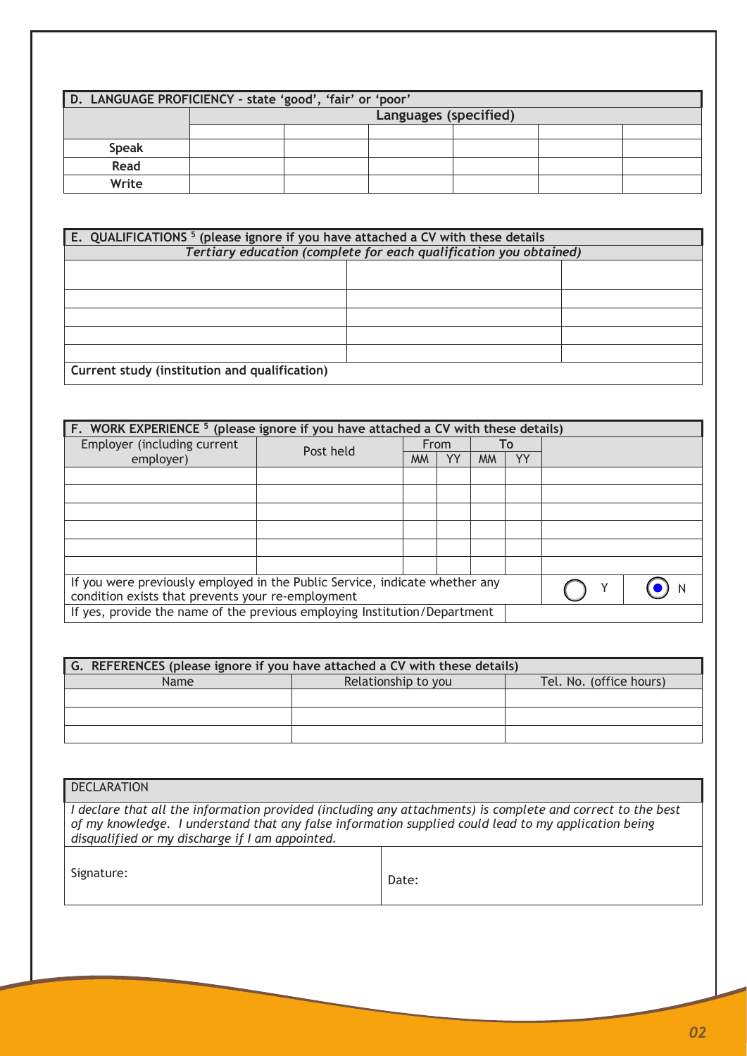## D. LANGUAGE PROFICIENCY – state ‘good’, ‘fair’ or ‘poor’

| | Languages (specified) | | | | | |
|---|---|---|---|---|---|---|
| | | | | | | |
| **Speak** | | | | | | |
| **Read** | | | | | | |
| **Write** | | | | | | |

## E. QUALIFICATIONS[5] (please ignore if you have attached a CV with these details

*Tertiary education (complete for each qualification you obtained)*

| | | |
|---|---|---|
| | | |
| | | |
| | | |
| | | |
| | | |

**Current study (institution and qualification)**

## F. WORK EXPERIENCE[5] (please ignore if you have attached a CV with these details)

| Employer (including current employer) | Post held | From | | To | | |
|---|---|---|---|---|---|---|
| | | MM | YY | MM | YY | |
| | | | | | | |
| | | | | | | |
| | | | | | | |
| | | | | | | |
| | | | | | | |
| | | | | | | |

| | | |
|---|---|---|
| If you were previously employed in the Public Service, indicate whether any condition exists that prevents your re-employment | ◯ Y | ◉ N |
| If yes, provide the name of the previous employing Institution/Department | | |

## G. REFERENCES (please ignore if you have attached a CV with these details)

| Name | Relationship to you | Tel. No. (office hours) |
|---|---|---|
| | | |
| | | |
| | | |

## DECLARATION

*I declare that all the information provided (including any attachments) is complete and correct to the best of my knowledge. I understand that any false information supplied could lead to my application being disqualified or my discharge if I am appointed.*

| | |
|---|---|
| Signature: | Date: |